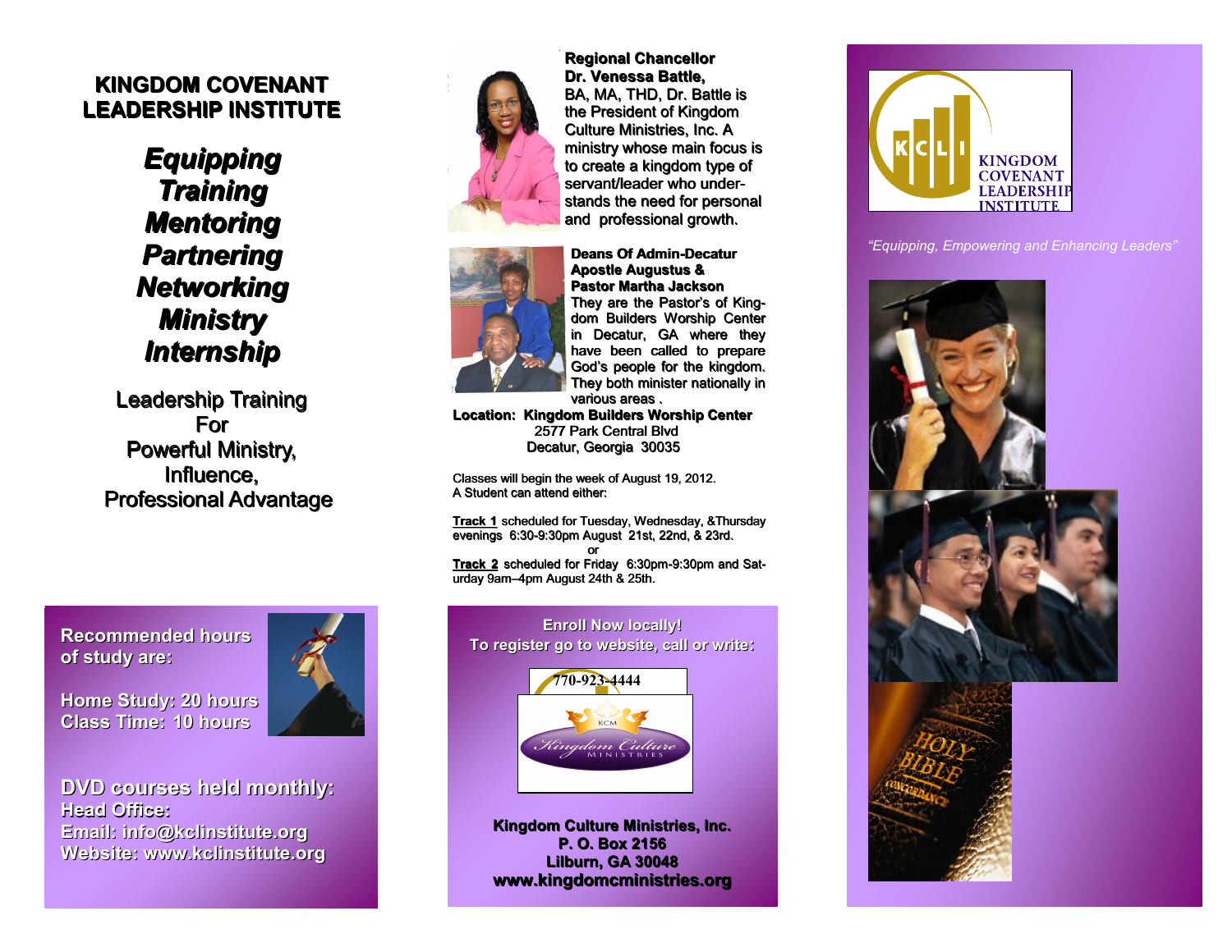# KINGDOM COVENANT LEADERSHIP INSTITUTE

***Equipping***
***Training***
***Mentoring***
***Partnering***
***Networking***
***Ministry***
***Internship***

Leadership Training
For
Powerful Ministry,
Influence,
Professional Advantage

**Recommended hours of study are:**

**Home Study: 20 hours**
**Class Time: 10 hours**

**DVD courses held monthly:**
**Head Office:**
**Email: info@kclinstitute.org**
**Website: www.kclinstitute.org**

**Regional Chancellor**
**Dr. Venessa Battle,**
BA, MA, THD, Dr. Battle is the President of Kingdom Culture Ministries, Inc. A ministry whose main focus is to create a kingdom type of servant/leader who understands the need for personal and professional growth.

**Deans Of Admin-Decatur**
**Apostle Augustus &**
**Pastor Martha Jackson**
They are the Pastor's of Kingdom Builders Worship Center in Decatur, GA where they have been called to prepare God's people for the kingdom. They both minister nationally in various areas .

**Location: Kingdom Builders Worship Center**
2577 Park Central Blvd
Decatur, Georgia 30035

Classes will begin the week of August 19, 2012.
A Student can attend either:

**Track 1** scheduled for Tuesday, Wednesday, &Thursday evenings 6:30-9:30pm August 21st, 22nd, & 23rd.

or

**Track 2** scheduled for Friday 6:30pm-9:30pm and Saturday 9am–4pm August 24th & 25th.

**Enroll Now locally!**
**To register go to website, call or write:**

770-923-4444

KCM Kingdom Culture MINISTRIES

**Kingdom Culture Ministries, Inc.**
**P. O. Box 2156**
**Lilburn, GA 30048**
**www.kingdomcministries.org**

KCLI KINGDOM COVENANT LEADERSHIP INSTITUTE

*"Equipping, Empowering and Enhancing Leaders"*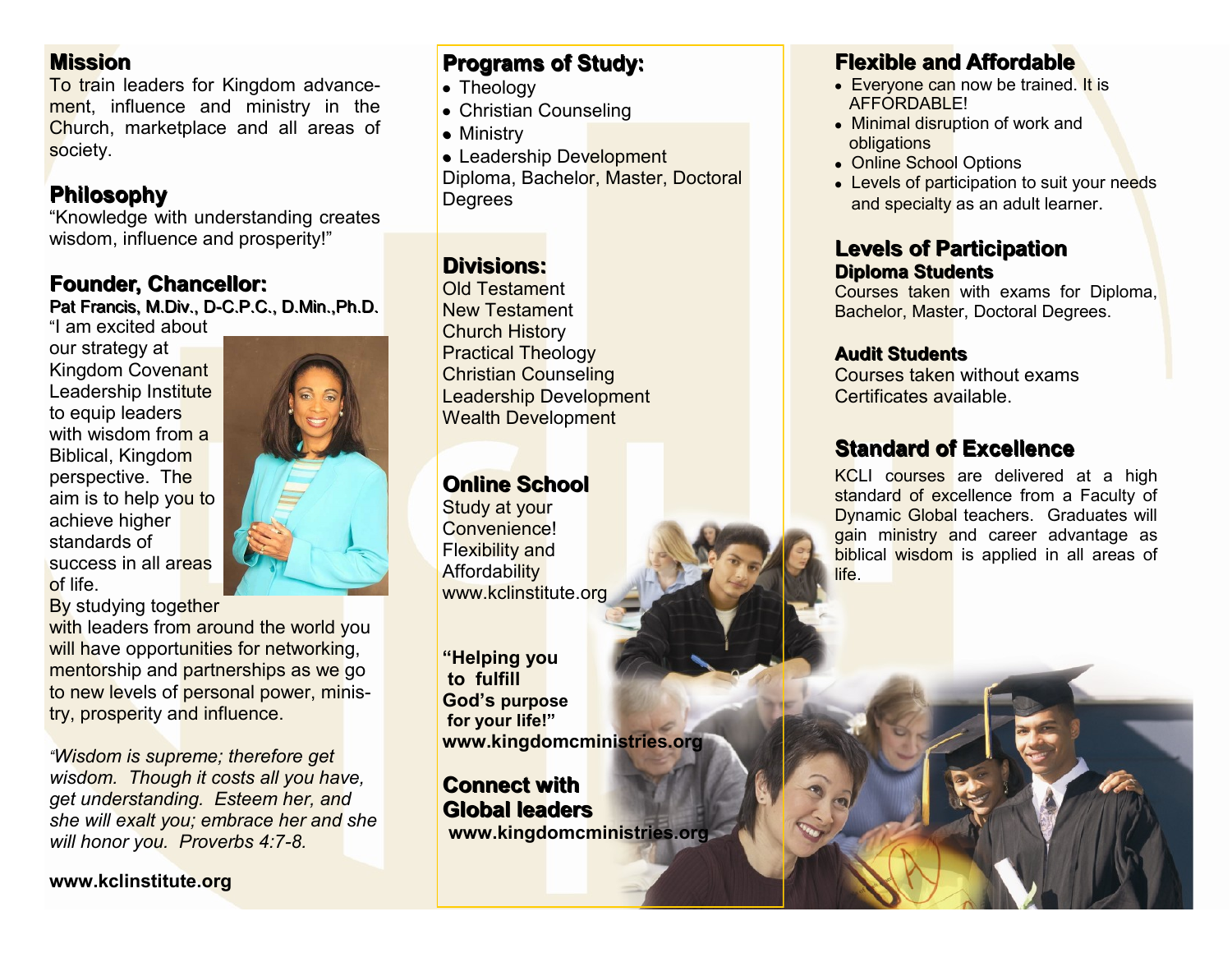## Mission

To train leaders for Kingdom advancement, influence and ministry in the Church, marketplace and all areas of society.

## Philosophy

“Knowledge with understanding creates wisdom, influence and prosperity!”

## Founder, Chancellor:

**Pat Francis, M.Div., D-C.P.C., D.Min.,Ph.D.**

“I am excited about our strategy at Kingdom Covenant Leadership Institute to equip leaders with wisdom from a Biblical, Kingdom perspective. The aim is to help you to achieve higher standards of success in all areas of life.

By studying together with leaders from around the world you will have opportunities for networking, mentorship and partnerships as we go to new levels of personal power, ministry, prosperity and influence.

*“Wisdom is supreme; therefore get wisdom. Though it costs all you have, get understanding. Esteem her, and she will exalt you; embrace her and she will honor you. Proverbs 4:7-8.*

**www.kclinstitute.org**

## Programs of Study:

- Theology
- Christian Counseling
- Ministry
- Leadership Development

Diploma, Bachelor, Master, Doctoral Degrees

## Divisions:

Old Testament
New Testament
Church History
Practical Theology
Christian Counseling
Leadership Development
Wealth Development

## Online School

Study at your Convenience!
Flexibility and Affordability
www.kclinstitute.org

**“Helping you to fulfill God’s purpose for your life!”**
**www.kingdomcministries.org**

## Connect with Global leaders

**www.kingdomcministries.org**

## Flexible and Affordable

- Everyone can now be trained. It is AFFORDABLE!
- Minimal disruption of work and obligations
- Online School Options
- Levels of participation to suit your needs and specialty as an adult learner.

## Levels of Participation

### Diploma Students

Courses taken with exams for Diploma, Bachelor, Master, Doctoral Degrees.

### Audit Students

Courses taken without exams
Certificates available.

## Standard of Excellence

KCLI courses are delivered at a high standard of excellence from a Faculty of Dynamic Global teachers. Graduates will gain ministry and career advantage as biblical wisdom is applied in all areas of life.